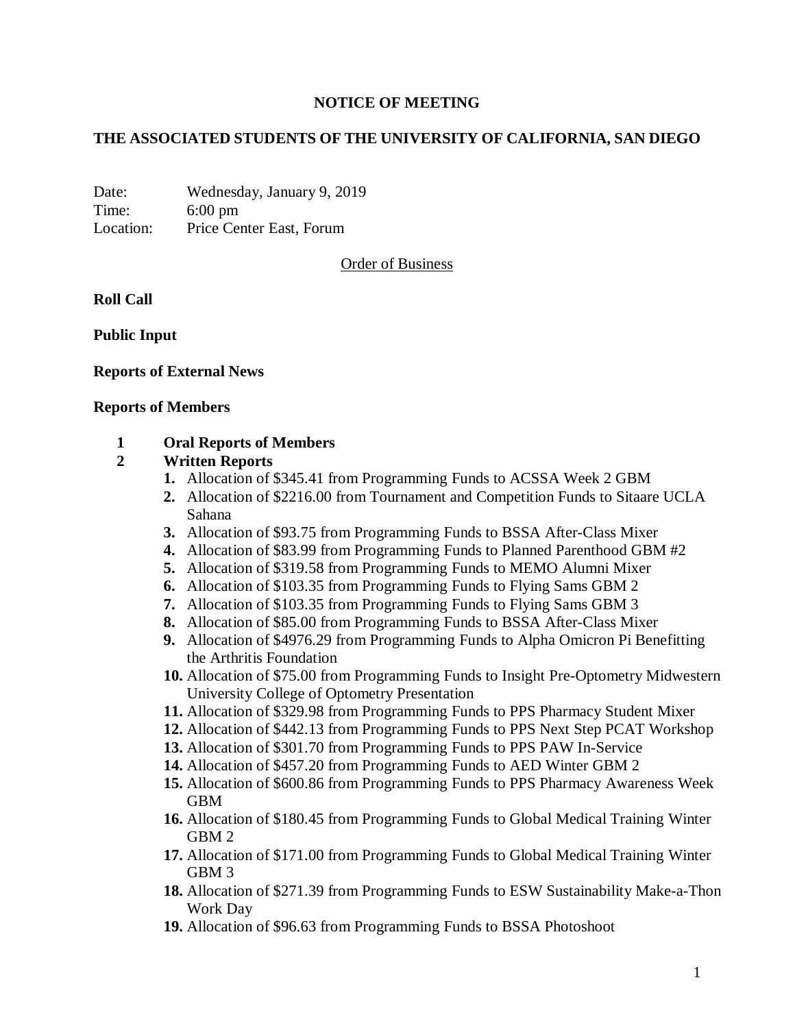**NOTICE OF MEETING**

**THE ASSOCIATED STUDENTS OF THE UNIVERSITY OF CALIFORNIA, SAN DIEGO**

Date: Wednesday, January 9, 2019
Time: 6:00 pm
Location: Price Center East, Forum

Order of Business

**Roll Call**

**Public Input**

**Reports of External News**

**Reports of Members**

**1 Oral Reports of Members**

**2 Written Reports**

1. Allocation of $345.41 from Programming Funds to ACSSA Week 2 GBM
2. Allocation of $2216.00 from Tournament and Competition Funds to Sitaare UCLA Sahana
3. Allocation of $93.75 from Programming Funds to BSSA After-Class Mixer
4. Allocation of $83.99 from Programming Funds to Planned Parenthood GBM #2
5. Allocation of $319.58 from Programming Funds to MEMO Alumni Mixer
6. Allocation of $103.35 from Programming Funds to Flying Sams GBM 2
7. Allocation of $103.35 from Programming Funds to Flying Sams GBM 3
8. Allocation of $85.00 from Programming Funds to BSSA After-Class Mixer
9. Allocation of $4976.29 from Programming Funds to Alpha Omicron Pi Benefitting the Arthritis Foundation
10. Allocation of $75.00 from Programming Funds to Insight Pre-Optometry Midwestern University College of Optometry Presentation
11. Allocation of $329.98 from Programming Funds to PPS Pharmacy Student Mixer
12. Allocation of $442.13 from Programming Funds to PPS Next Step PCAT Workshop
13. Allocation of $301.70 from Programming Funds to PPS PAW In-Service
14. Allocation of $457.20 from Programming Funds to AED Winter GBM 2
15. Allocation of $600.86 from Programming Funds to PPS Pharmacy Awareness Week GBM
16. Allocation of $180.45 from Programming Funds to Global Medical Training Winter GBM 2
17. Allocation of $171.00 from Programming Funds to Global Medical Training Winter GBM 3
18. Allocation of $271.39 from Programming Funds to ESW Sustainability Make-a-Thon Work Day
19. Allocation of $96.63 from Programming Funds to BSSA Photoshoot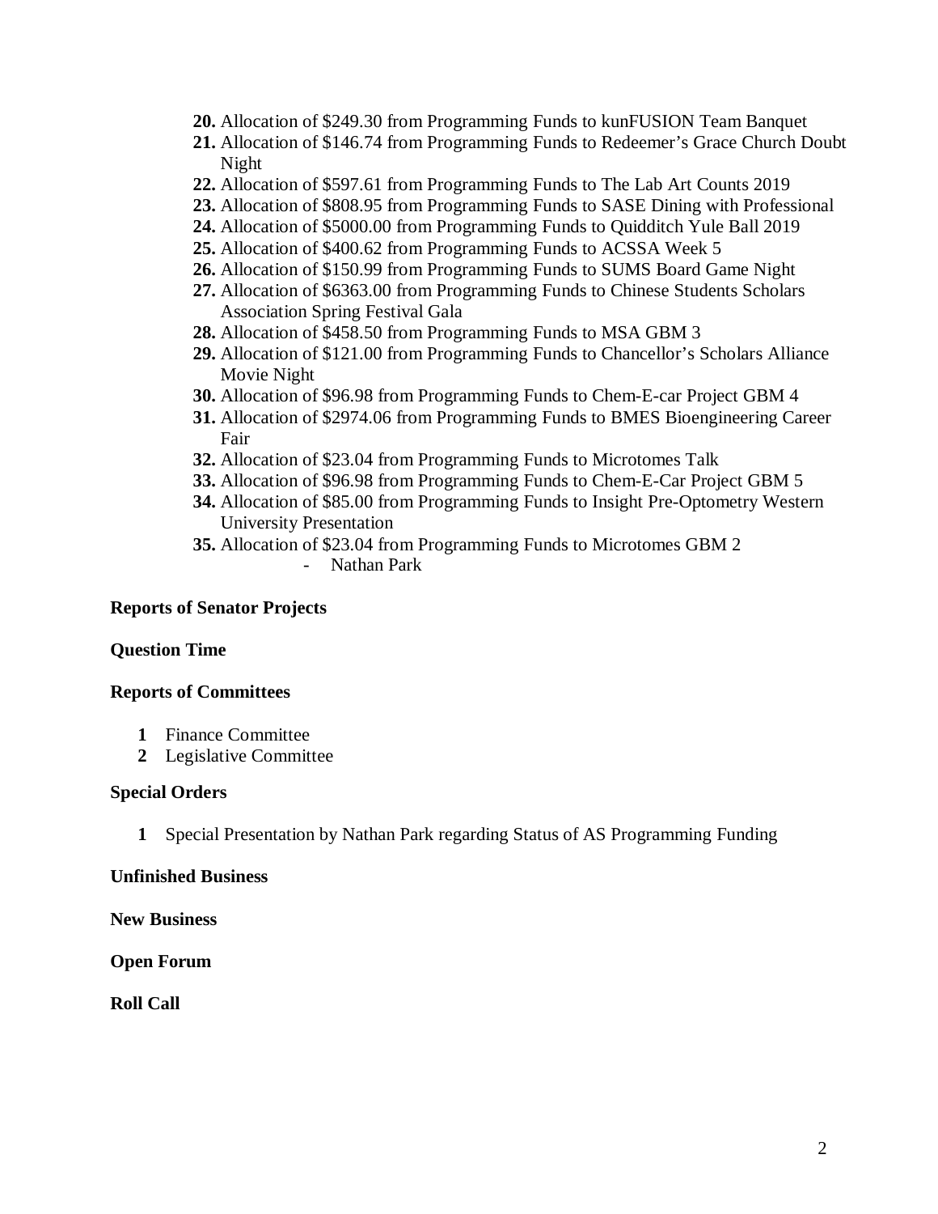**20.** Allocation of $249.30 from Programming Funds to kunFUSION Team Banquet
**21.** Allocation of $146.74 from Programming Funds to Redeemer's Grace Church Doubt Night
**22.** Allocation of $597.61 from Programming Funds to The Lab Art Counts 2019
**23.** Allocation of $808.95 from Programming Funds to SASE Dining with Professional
**24.** Allocation of $5000.00 from Programming Funds to Quidditch Yule Ball 2019
**25.** Allocation of $400.62 from Programming Funds to ACSSA Week 5
**26.** Allocation of $150.99 from Programming Funds to SUMS Board Game Night
**27.** Allocation of $6363.00 from Programming Funds to Chinese Students Scholars Association Spring Festival Gala
**28.** Allocation of $458.50 from Programming Funds to MSA GBM 3
**29.** Allocation of $121.00 from Programming Funds to Chancellor's Scholars Alliance Movie Night
**30.** Allocation of $96.98 from Programming Funds to Chem-E-car Project GBM 4
**31.** Allocation of $2974.06 from Programming Funds to BMES Bioengineering Career Fair
**32.** Allocation of $23.04 from Programming Funds to Microtomes Talk
**33.** Allocation of $96.98 from Programming Funds to Chem-E-Car Project GBM 5
**34.** Allocation of $85.00 from Programming Funds to Insight Pre-Optometry Western University Presentation
**35.** Allocation of $23.04 from Programming Funds to Microtomes GBM 2

- Nathan Park

**Reports of Senator Projects**

**Question Time**

**Reports of Committees**

1. Finance Committee
2. Legislative Committee

**Special Orders**

1. Special Presentation by Nathan Park regarding Status of AS Programming Funding

**Unfinished Business**

**New Business**

**Open Forum**

**Roll Call**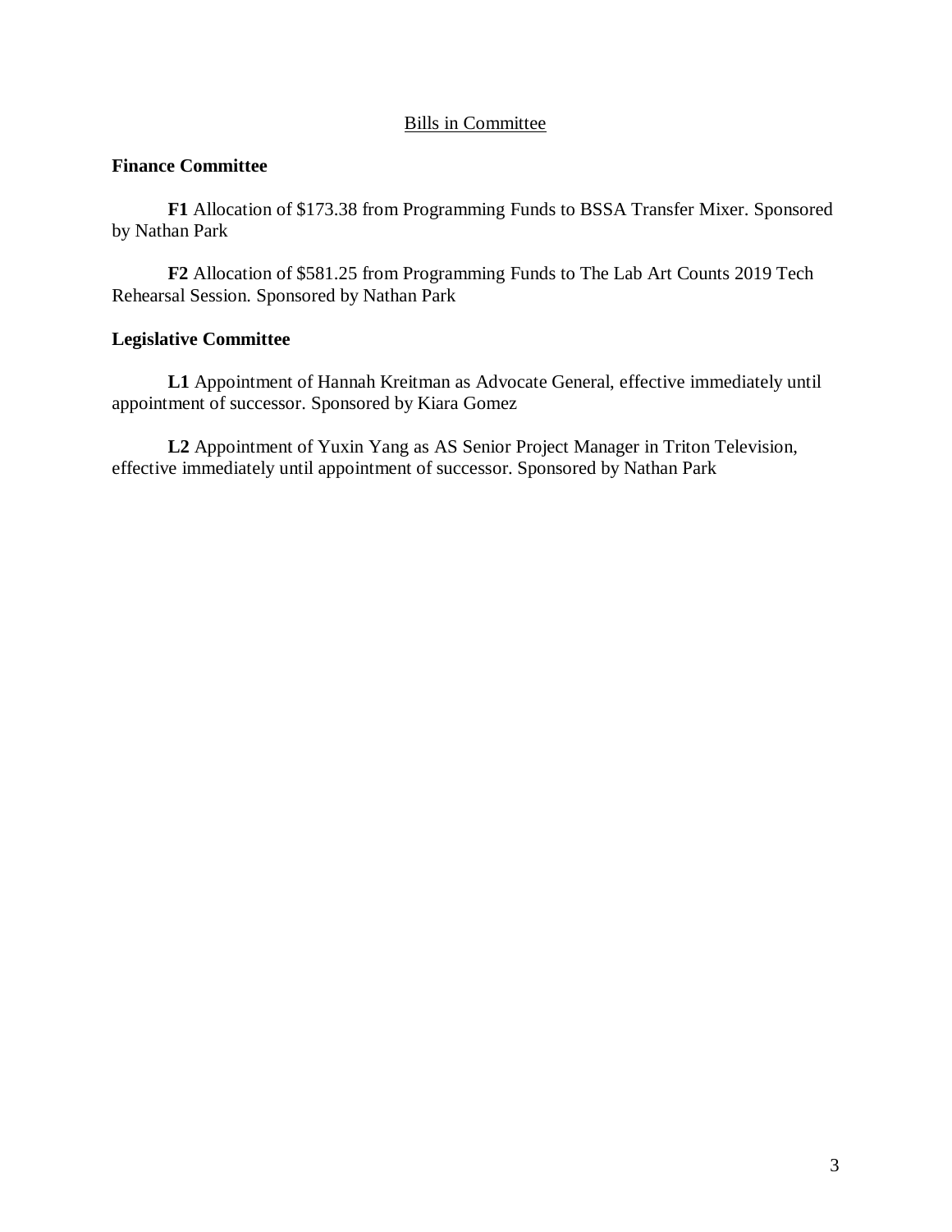## Bills in Committee

### Finance Committee

**F1** Allocation of $173.38 from Programming Funds to BSSA Transfer Mixer. Sponsored by Nathan Park

**F2** Allocation of $581.25 from Programming Funds to The Lab Art Counts 2019 Tech Rehearsal Session. Sponsored by Nathan Park

### Legislative Committee

**L1** Appointment of Hannah Kreitman as Advocate General, effective immediately until appointment of successor. Sponsored by Kiara Gomez

**L2** Appointment of Yuxin Yang as AS Senior Project Manager in Triton Television, effective immediately until appointment of successor. Sponsored by Nathan Park